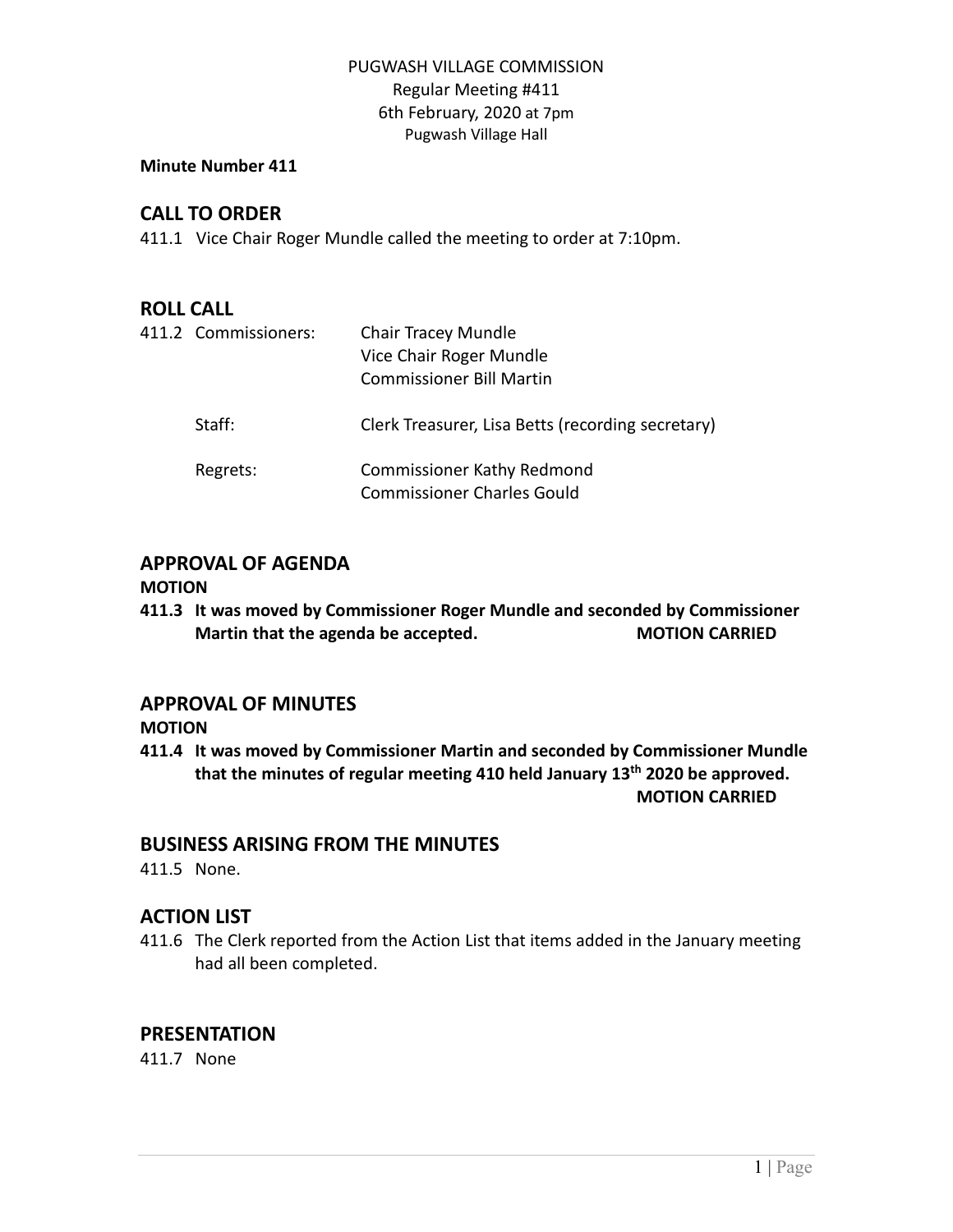PUGWASH VILLAGE COMMISSION
Regular Meeting #411
6th February, 2020 at 7pm
Pugwash Village Hall

**Minute Number 411**

## CALL TO ORDER

411.1 Vice Chair Roger Mundle called the meeting to order at 7:10pm.

## ROLL CALL

411.2 Commissioners: Chair Tracey Mundle
Vice Chair Roger Mundle
Commissioner Bill Martin

Staff: Clerk Treasurer, Lisa Betts (recording secretary)

Regrets: Commissioner Kathy Redmond
Commissioner Charles Gould

## APPROVAL OF AGENDA

**MOTION**

**411.3 It was moved by Commissioner Roger Mundle and seconded by Commissioner Martin that the agenda be accepted. MOTION CARRIED**

## APPROVAL OF MINUTES

**MOTION**

**411.4 It was moved by Commissioner Martin and seconded by Commissioner Mundle that the minutes of regular meeting 410 held January 13th 2020 be approved. MOTION CARRIED**

## BUSINESS ARISING FROM THE MINUTES

411.5 None.

## ACTION LIST

411.6 The Clerk reported from the Action List that items added in the January meeting had all been completed.

## PRESENTATION

411.7 None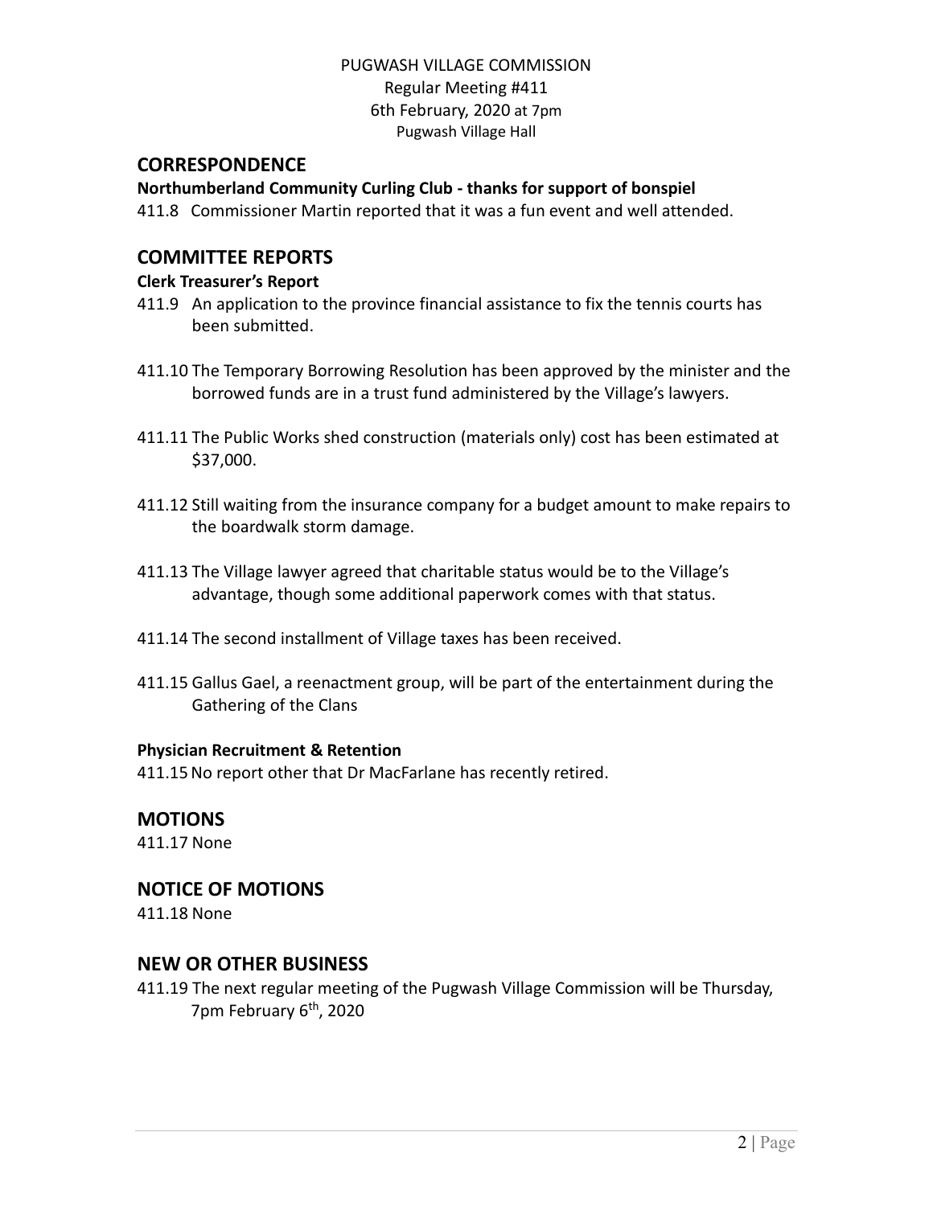PUGWASH VILLAGE COMMISSION
Regular Meeting #411
6th February, 2020 at 7pm
Pugwash Village Hall

## CORRESPONDENCE

**Northumberland Community Curling Club - thanks for support of bonspiel**

411.8 Commissioner Martin reported that it was a fun event and well attended.

## COMMITTEE REPORTS

**Clerk Treasurer's Report**

411.9 An application to the province financial assistance to fix the tennis courts has been submitted.

411.10 The Temporary Borrowing Resolution has been approved by the minister and the borrowed funds are in a trust fund administered by the Village's lawyers.

411.11 The Public Works shed construction (materials only) cost has been estimated at $37,000.

411.12 Still waiting from the insurance company for a budget amount to make repairs to the boardwalk storm damage.

411.13 The Village lawyer agreed that charitable status would be to the Village's advantage, though some additional paperwork comes with that status.

411.14 The second installment of Village taxes has been received.

411.15 Gallus Gael, a reenactment group, will be part of the entertainment during the Gathering of the Clans

**Physician Recruitment & Retention**

411.15 No report other that Dr MacFarlane has recently retired.

## MOTIONS

411.17 None

## NOTICE OF MOTIONS

411.18 None

## NEW OR OTHER BUSINESS

411.19 The next regular meeting of the Pugwash Village Commission will be Thursday, 7pm February 6th, 2020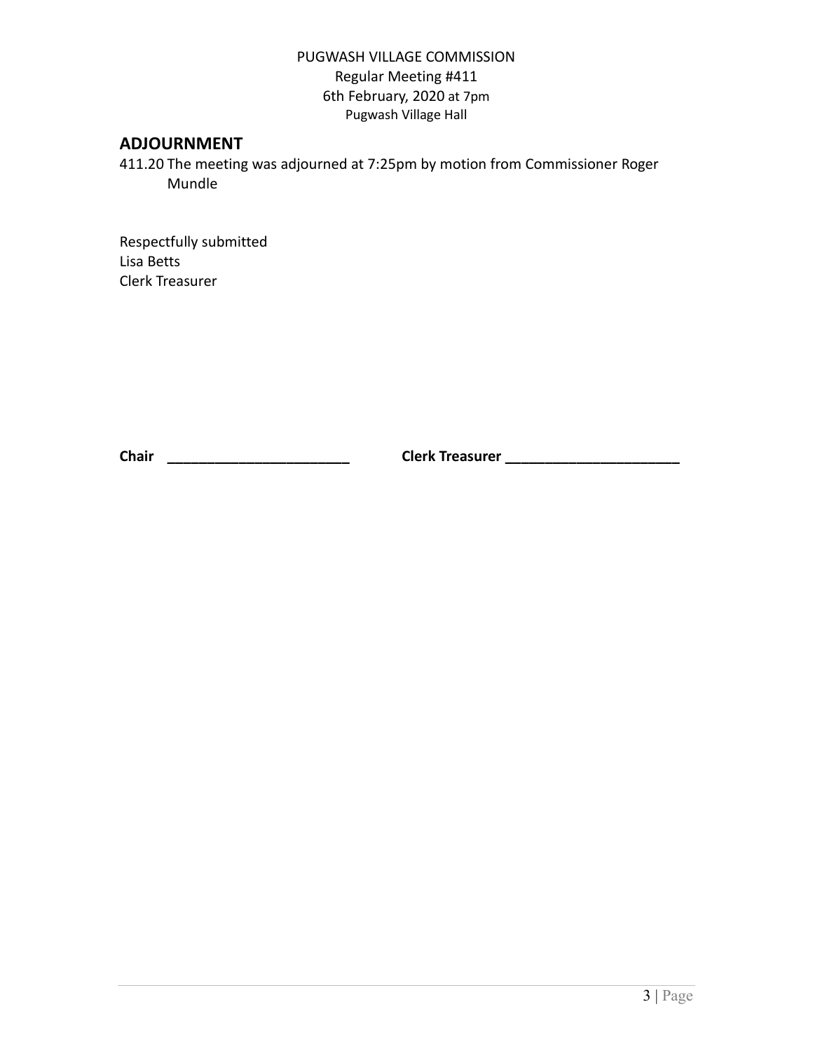PUGWASH VILLAGE COMMISSION
Regular Meeting #411
6th February, 2020 at 7pm
Pugwash Village Hall

## ADJOURNMENT

411.20 The meeting was adjourned at 7:25pm by motion from Commissioner Roger Mundle

Respectfully submitted
Lisa Betts
Clerk Treasurer

**Chair \_\_\_\_\_\_\_\_\_\_\_\_\_\_\_\_\_\_\_\_\_\_\_\_** **Clerk Treasurer \_\_\_\_\_\_\_\_\_\_\_\_\_\_\_\_\_\_\_\_\_\_\_**